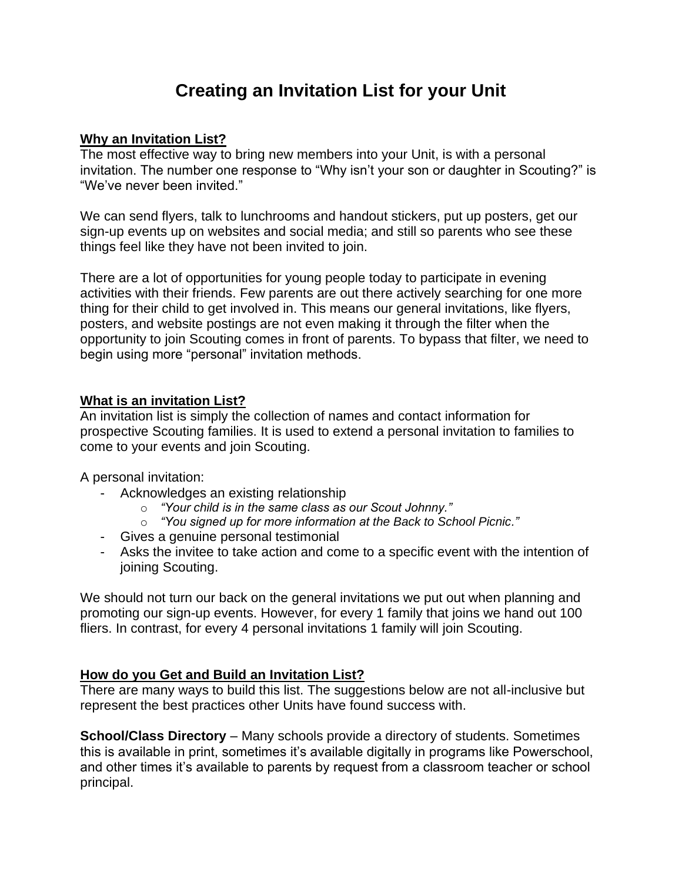# Creating an Invitation List for your Unit

**Why an Invitation List?**

The most effective way to bring new members into your Unit, is with a personal invitation. The number one response to "Why isn't your son or daughter in Scouting?" is "We've never been invited."

We can send flyers, talk to lunchrooms and handout stickers, put up posters, get our sign-up events up on websites and social media; and still so parents who see these things feel like they have not been invited to join.

There are a lot of opportunities for young people today to participate in evening activities with their friends. Few parents are out there actively searching for one more thing for their child to get involved in. This means our general invitations, like flyers, posters, and website postings are not even making it through the filter when the opportunity to join Scouting comes in front of parents. To bypass that filter, we need to begin using more "personal" invitation methods.

**What is an invitation List?**

An invitation list is simply the collection of names and contact information for prospective Scouting families. It is used to extend a personal invitation to families to come to your events and join Scouting.

A personal invitation:

- Acknowledges an existing relationship
  - *"Your child is in the same class as our Scout Johnny."*
  - *"You signed up for more information at the Back to School Picnic."*
- Gives a genuine personal testimonial
- Asks the invitee to take action and come to a specific event with the intention of joining Scouting.

We should not turn our back on the general invitations we put out when planning and promoting our sign-up events. However, for every 1 family that joins we hand out 100 fliers. In contrast, for every 4 personal invitations 1 family will join Scouting.

**How do you Get and Build an Invitation List?**

There are many ways to build this list. The suggestions below are not all-inclusive but represent the best practices other Units have found success with.

**School/Class Directory** – Many schools provide a directory of students. Sometimes this is available in print, sometimes it's available digitally in programs like Powerschool, and other times it's available to parents by request from a classroom teacher or school principal.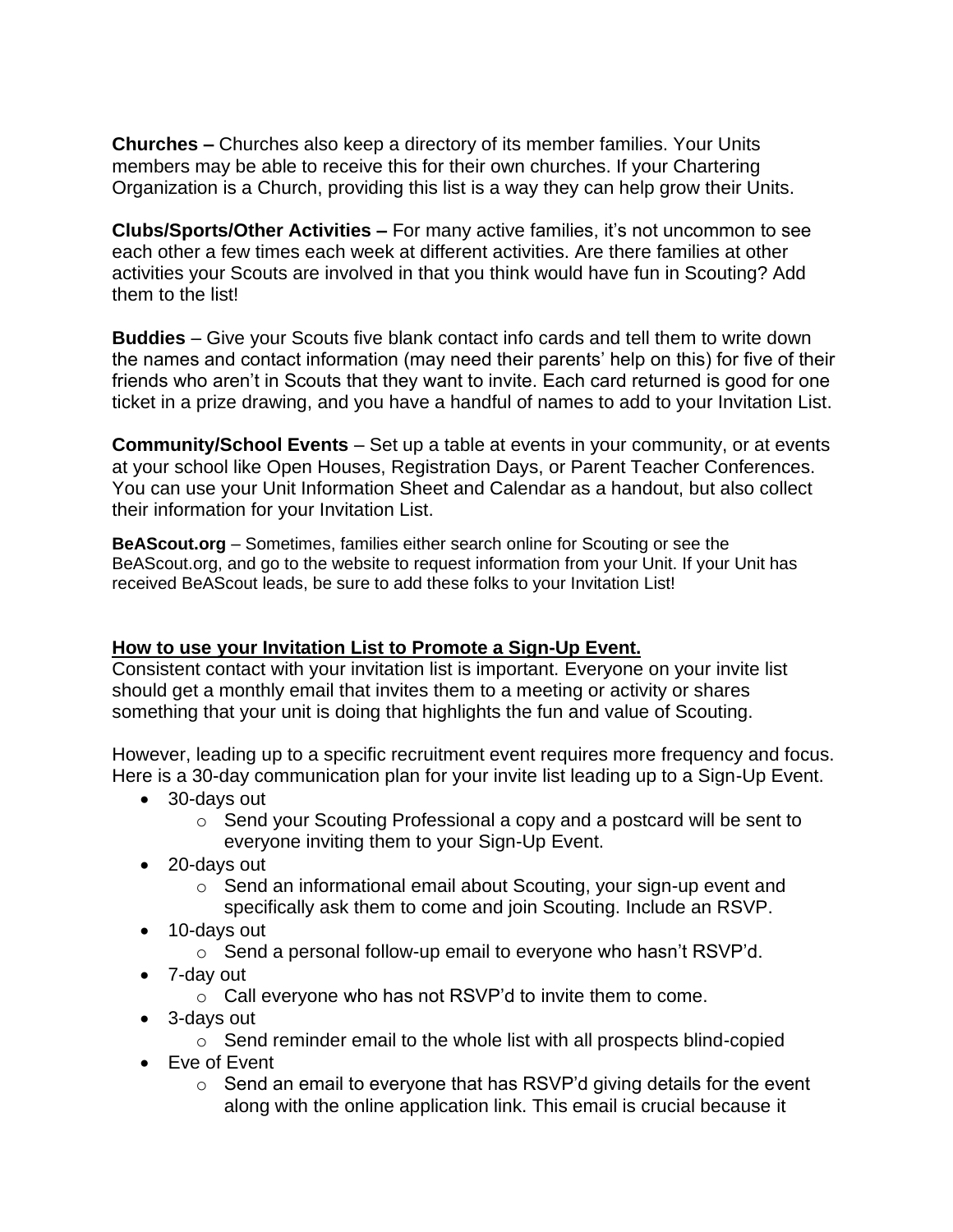**Churches –** Churches also keep a directory of its member families. Your Units members may be able to receive this for their own churches. If your Chartering Organization is a Church, providing this list is a way they can help grow their Units.

**Clubs/Sports/Other Activities –** For many active families, it's not uncommon to see each other a few times each week at different activities. Are there families at other activities your Scouts are involved in that you think would have fun in Scouting? Add them to the list!

**Buddies** – Give your Scouts five blank contact info cards and tell them to write down the names and contact information (may need their parents' help on this) for five of their friends who aren't in Scouts that they want to invite. Each card returned is good for one ticket in a prize drawing, and you have a handful of names to add to your Invitation List.

**Community/School Events** – Set up a table at events in your community, or at events at your school like Open Houses, Registration Days, or Parent Teacher Conferences. You can use your Unit Information Sheet and Calendar as a handout, but also collect their information for your Invitation List.

**BeAScout.org** – Sometimes, families either search online for Scouting or see the BeAScout.org, and go to the website to request information from your Unit. If your Unit has received BeAScout leads, be sure to add these folks to your Invitation List!

**How to use your Invitation List to Promote a Sign-Up Event.**

Consistent contact with your invitation list is important. Everyone on your invite list should get a monthly email that invites them to a meeting or activity or shares something that your unit is doing that highlights the fun and value of Scouting.

However, leading up to a specific recruitment event requires more frequency and focus. Here is a 30-day communication plan for your invite list leading up to a Sign-Up Event.

- 30-days out
  - Send your Scouting Professional a copy and a postcard will be sent to everyone inviting them to your Sign-Up Event.
- 20-days out
  - Send an informational email about Scouting, your sign-up event and specifically ask them to come and join Scouting. Include an RSVP.
- 10-days out
  - Send a personal follow-up email to everyone who hasn't RSVP'd.
- 7-day out
  - Call everyone who has not RSVP'd to invite them to come.
- 3-days out
  - Send reminder email to the whole list with all prospects blind-copied
- Eve of Event
  - Send an email to everyone that has RSVP'd giving details for the event along with the online application link. This email is crucial because it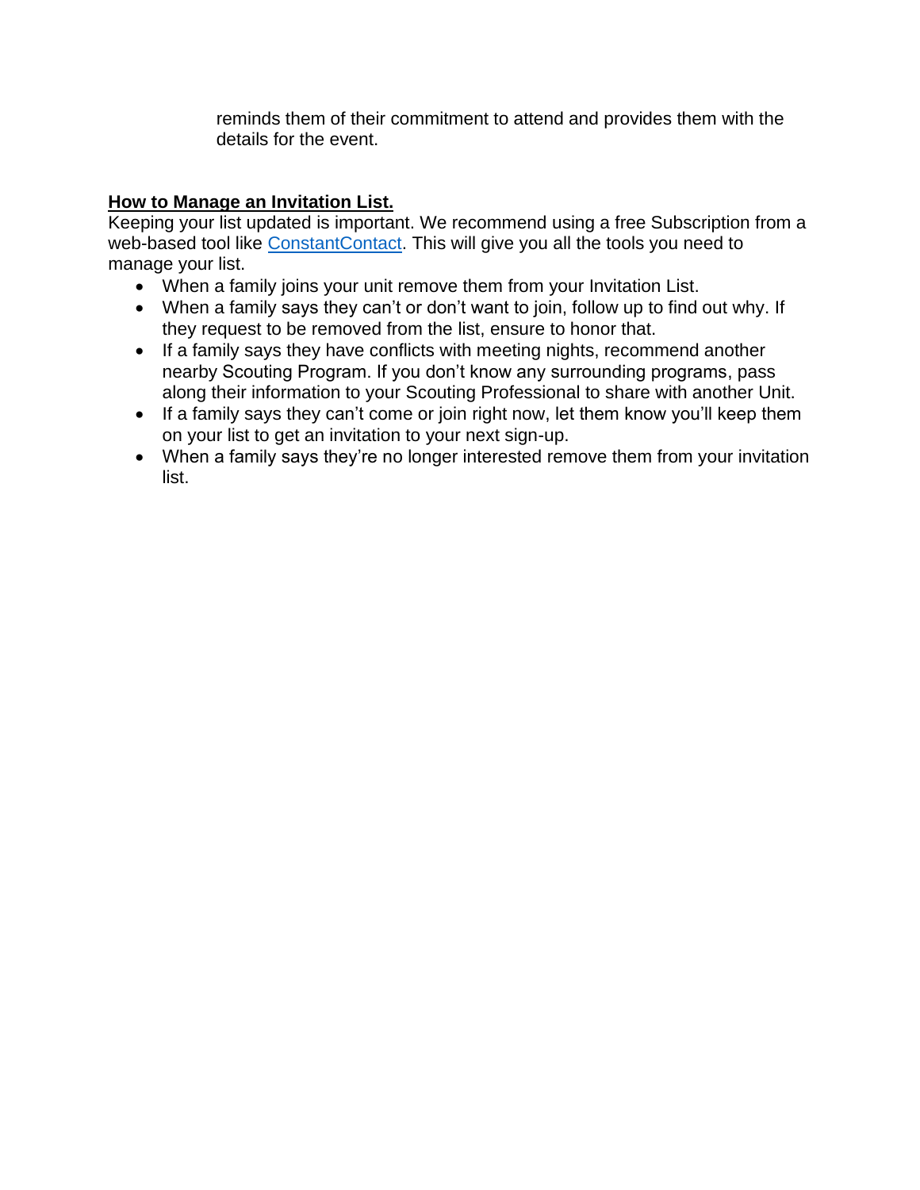reminds them of their commitment to attend and provides them with the details for the event.

**How to Manage an Invitation List.**

Keeping your list updated is important. We recommend using a free Subscription from a web-based tool like ConstantContact. This will give you all the tools you need to manage your list.

- When a family joins your unit remove them from your Invitation List.
- When a family says they can't or don't want to join, follow up to find out why. If they request to be removed from the list, ensure to honor that.
- If a family says they have conflicts with meeting nights, recommend another nearby Scouting Program. If you don't know any surrounding programs, pass along their information to your Scouting Professional to share with another Unit.
- If a family says they can't come or join right now, let them know you'll keep them on your list to get an invitation to your next sign-up.
- When a family says they're no longer interested remove them from your invitation list.